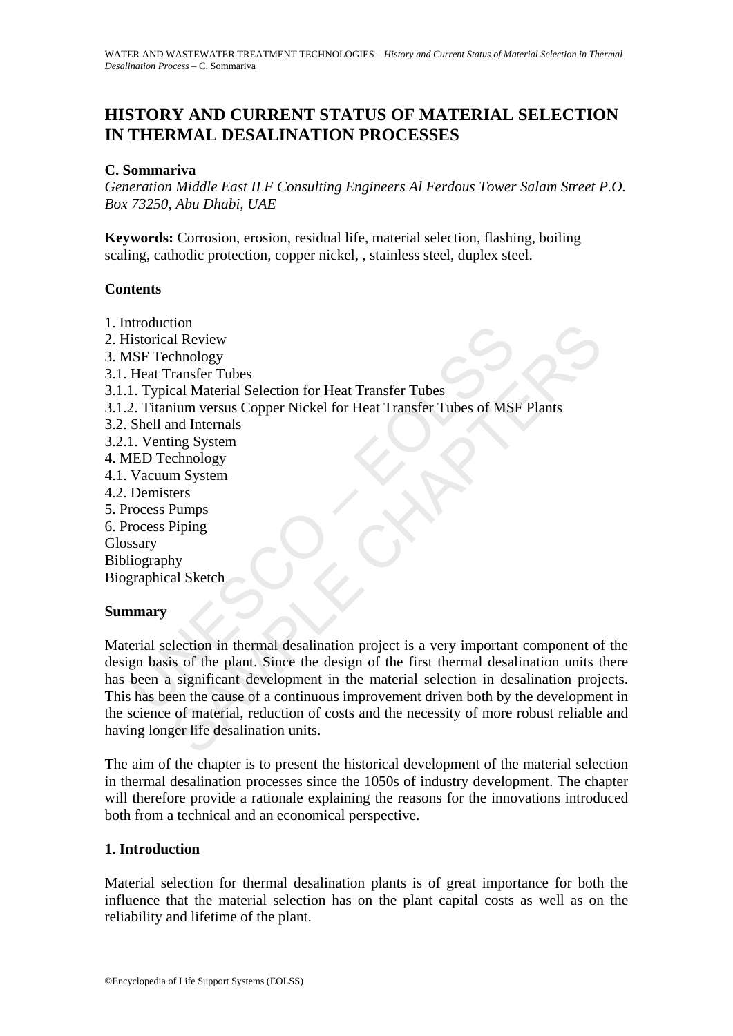# HISTORY AND CURRENT STATUS OF MATERIAL SELECTION IN THERMAL DESALINATION PROCESSES

**C. Sommariva**

*Generation Middle East ILF Consulting Engineers Al Ferdous Tower Salam Street P.O. Box 73250, Abu Dhabi, UAE*

**Keywords:** Corrosion, erosion, residual life, material selection, flashing, boiling scaling, cathodic protection, copper nickel, , stainless steel, duplex steel.

## Contents

1. Introduction
2. Historical Review
3. MSF Technology
3.1. Heat Transfer Tubes
3.1.1. Typical Material Selection for Heat Transfer Tubes
3.1.2. Titanium versus Copper Nickel for Heat Transfer Tubes of MSF Plants
3.2. Shell and Internals
3.2.1. Venting System
4. MED Technology
4.1. Vacuum System
4.2. Demisters
5. Process Pumps
6. Process Piping

Glossary

Bibliography

Biographical Sketch

## Summary

Material selection in thermal desalination project is a very important component of the design basis of the plant. Since the design of the first thermal desalination units there has been a significant development in the material selection in desalination projects. This has been the cause of a continuous improvement driven both by the development in the science of material, reduction of costs and the necessity of more robust reliable and having longer life desalination units.

The aim of the chapter is to present the historical development of the material selection in thermal desalination processes since the 1050s of industry development. The chapter will therefore provide a rationale explaining the reasons for the innovations introduced both from a technical and an economical perspective.

## 1. Introduction

Material selection for thermal desalination plants is of great importance for both the influence that the material selection has on the plant capital costs as well as on the reliability and lifetime of the plant.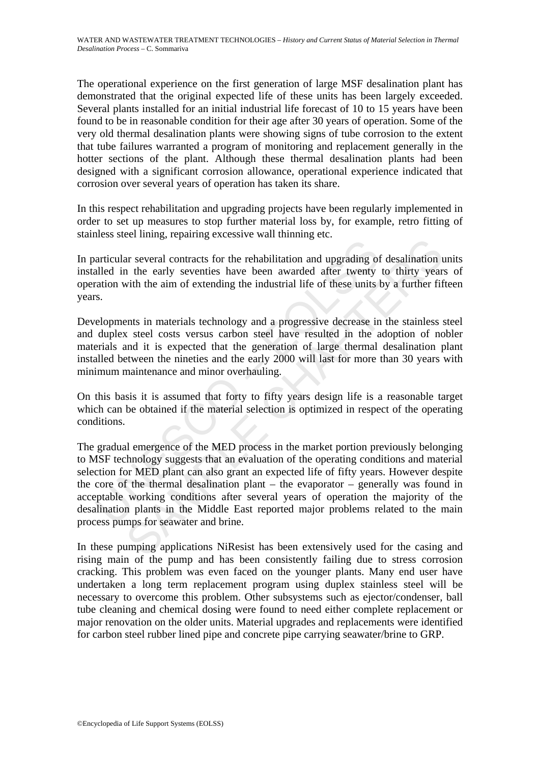The operational experience on the first generation of large MSF desalination plant has demonstrated that the original expected life of these units has been largely exceeded. Several plants installed for an initial industrial life forecast of 10 to 15 years have been found to be in reasonable condition for their age after 30 years of operation. Some of the very old thermal desalination plants were showing signs of tube corrosion to the extent that tube failures warranted a program of monitoring and replacement generally in the hotter sections of the plant. Although these thermal desalination plants had been designed with a significant corrosion allowance, operational experience indicated that corrosion over several years of operation has taken its share.

In this respect rehabilitation and upgrading projects have been regularly implemented in order to set up measures to stop further material loss by, for example, retro fitting of stainless steel lining, repairing excessive wall thinning etc.

In particular several contracts for the rehabilitation and upgrading of desalination units installed in the early seventies have been awarded after twenty to thirty years of operation with the aim of extending the industrial life of these units by a further fifteen years.

Developments in materials technology and a progressive decrease in the stainless steel and duplex steel costs versus carbon steel have resulted in the adoption of nobler materials and it is expected that the generation of large thermal desalination plant installed between the nineties and the early 2000 will last for more than 30 years with minimum maintenance and minor overhauling.

On this basis it is assumed that forty to fifty years design life is a reasonable target which can be obtained if the material selection is optimized in respect of the operating conditions.

The gradual emergence of the MED process in the market portion previously belonging to MSF technology suggests that an evaluation of the operating conditions and material selection for MED plant can also grant an expected life of fifty years. However despite the core of the thermal desalination plant – the evaporator – generally was found in acceptable working conditions after several years of operation the majority of the desalination plants in the Middle East reported major problems related to the main process pumps for seawater and brine.

In these pumping applications NiResist has been extensively used for the casing and rising main of the pump and has been consistently failing due to stress corrosion cracking. This problem was even faced on the younger plants. Many end user have undertaken a long term replacement program using duplex stainless steel will be necessary to overcome this problem. Other subsystems such as ejector/condenser, ball tube cleaning and chemical dosing were found to need either complete replacement or major renovation on the older units. Material upgrades and replacements were identified for carbon steel rubber lined pipe and concrete pipe carrying seawater/brine to GRP.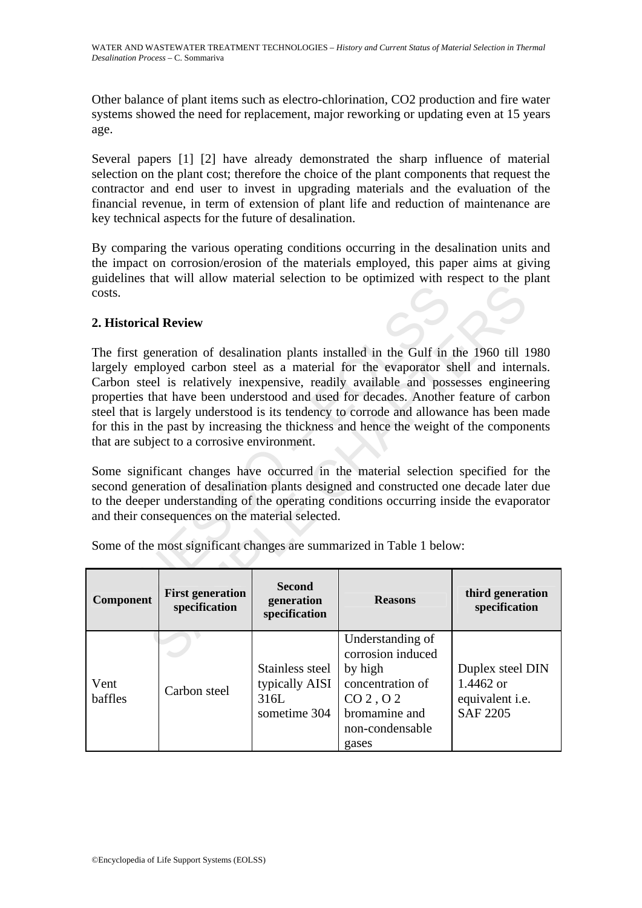Other balance of plant items such as electro-chlorination, CO2 production and fire water systems showed the need for replacement, major reworking or updating even at 15 years age.

Several papers [1] [2] have already demonstrated the sharp influence of material selection on the plant cost; therefore the choice of the plant components that request the contractor and end user to invest in upgrading materials and the evaluation of the financial revenue, in term of extension of plant life and reduction of maintenance are key technical aspects for the future of desalination.

By comparing the various operating conditions occurring in the desalination units and the impact on corrosion/erosion of the materials employed, this paper aims at giving guidelines that will allow material selection to be optimized with respect to the plant costs.

## 2. Historical Review

The first generation of desalination plants installed in the Gulf in the 1960 till 1980 largely employed carbon steel as a material for the evaporator shell and internals. Carbon steel is relatively inexpensive, readily available and possesses engineering properties that have been understood and used for decades. Another feature of carbon steel that is largely understood is its tendency to corrode and allowance has been made for this in the past by increasing the thickness and hence the weight of the components that are subject to a corrosive environment.

Some significant changes have occurred in the material selection specified for the second generation of desalination plants designed and constructed one decade later due to the deeper understanding of the operating conditions occurring inside the evaporator and their consequences on the material selected.

Some of the most significant changes are summarized in Table 1 below:

| Component | First generation specification | Second generation specification | Reasons | third generation specification |
|---|---|---|---|---|
| Vent baffles | Carbon steel | Stainless steel typically AISI 316L sometime 304 | Understanding of corrosion induced by high concentration of $CO_2$, $O_2$ bromamine and non-condensable gases | Duplex steel DIN 1.4462 or equivalent i.e. SAF 2205 |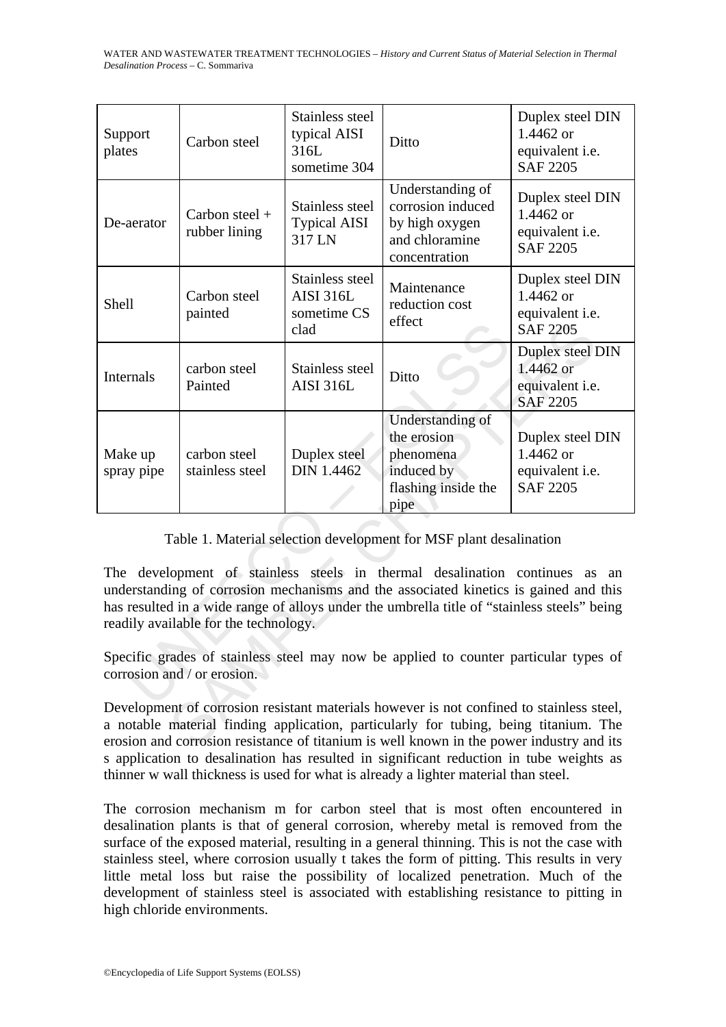| Support plates | Carbon steel | Stainless steel typical AISI 316L sometime 304 | Ditto | Duplex steel DIN 1.4462 or equivalent i.e. SAF 2205 |
|---|---|---|---|---|
| De-aerator | Carbon steel + rubber lining | Stainless steel Typical AISI 317 LN | Understanding of corrosion induced by high oxygen and chloramine concentration | Duplex steel DIN 1.4462 or equivalent i.e. SAF 2205 |
| Shell | Carbon steel painted | Stainless steel AISI 316L sometime CS clad | Maintenance reduction cost effect | Duplex steel DIN 1.4462 or equivalent i.e. SAF 2205 |
| Internals | carbon steel Painted | Stainless steel AISI 316L | Ditto | Duplex steel DIN 1.4462 or equivalent i.e. SAF 2205 |
| Make up spray pipe | carbon steel stainless steel | Duplex steel DIN 1.4462 | Understanding of the erosion phenomena induced by flashing inside the pipe | Duplex steel DIN 1.4462 or equivalent i.e. SAF 2205 |

Table 1. Material selection development for MSF plant desalination

The development of stainless steels in thermal desalination continues as an understanding of corrosion mechanisms and the associated kinetics is gained and this has resulted in a wide range of alloys under the umbrella title of "stainless steels" being readily available for the technology.

Specific grades of stainless steel may now be applied to counter particular types of corrosion and / or erosion.

Development of corrosion resistant materials however is not confined to stainless steel, a notable material finding application, particularly for tubing, being titanium. The erosion and corrosion resistance of titanium is well known in the power industry and its s application to desalination has resulted in significant reduction in tube weights as thinner w wall thickness is used for what is already a lighter material than steel.

The corrosion mechanism m for carbon steel that is most often encountered in desalination plants is that of general corrosion, whereby metal is removed from the surface of the exposed material, resulting in a general thinning. This is not the case with stainless steel, where corrosion usually t takes the form of pitting. This results in very little metal loss but raise the possibility of localized penetration. Much of the development of stainless steel is associated with establishing resistance to pitting in high chloride environments.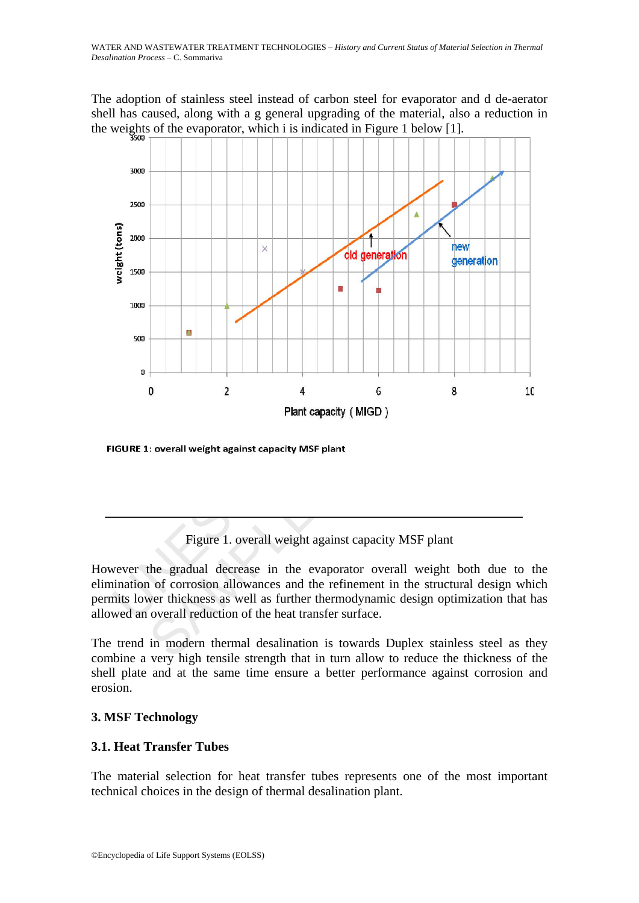The adoption of stainless steel instead of carbon steel for evaporator and d de-aerator shell has caused, along with a g general upgrading of the material, also a reduction in the weights of the evaporator, which i is indicated in Figure 1 below [1].

FIGURE 1: overall weight against capacity MSF plant

Figure 1. overall weight against capacity MSF plant

However the gradual decrease in the evaporator overall weight both due to the elimination of corrosion allowances and the refinement in the structural design which permits lower thickness as well as further thermodynamic design optimization that has allowed an overall reduction of the heat transfer surface.

The trend in modern thermal desalination is towards Duplex stainless steel as they combine a very high tensile strength that in turn allow to reduce the thickness of the shell plate and at the same time ensure a better performance against corrosion and erosion.

## 3. MSF Technology

### 3.1. Heat Transfer Tubes

The material selection for heat transfer tubes represents one of the most important technical choices in the design of thermal desalination plant.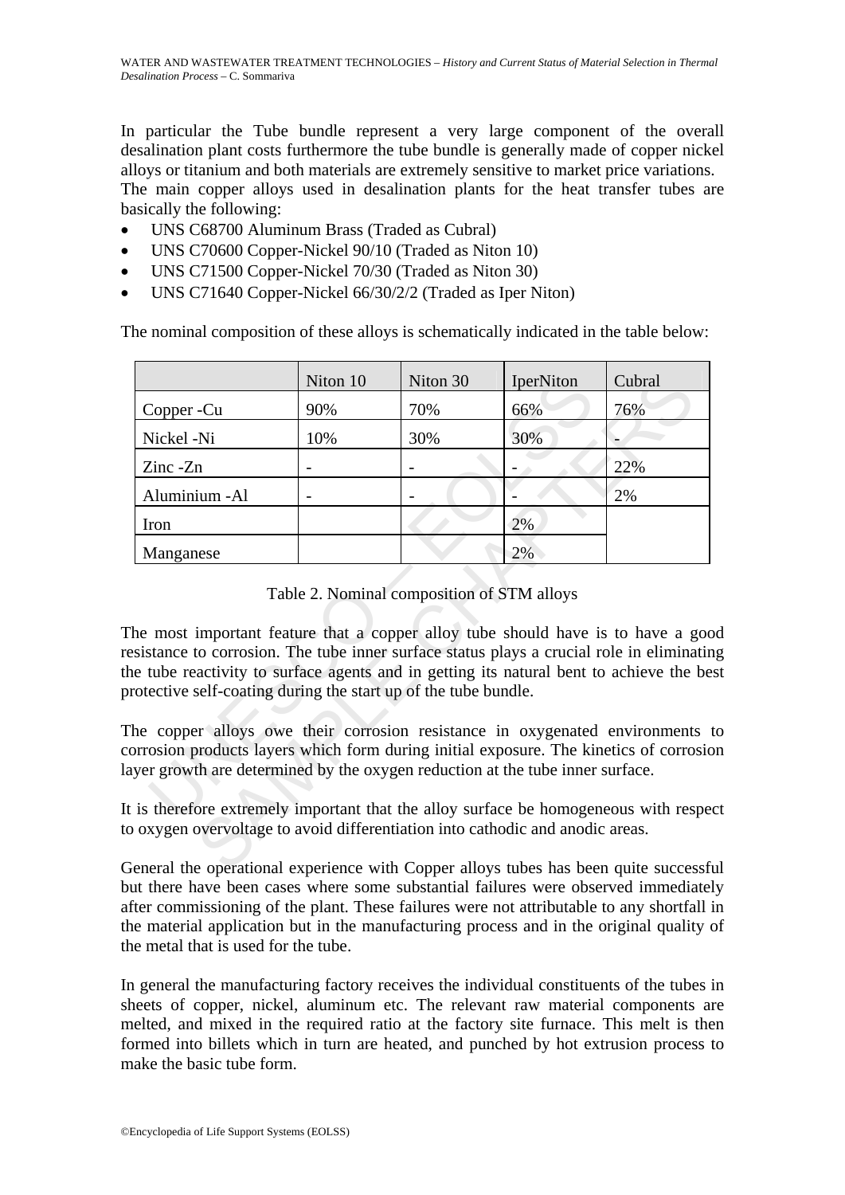In particular the Tube bundle represent a very large component of the overall desalination plant costs furthermore the tube bundle is generally made of copper nickel alloys or titanium and both materials are extremely sensitive to market price variations.
The main copper alloys used in desalination plants for the heat transfer tubes are basically the following:

- UNS C68700 Aluminum Brass (Traded as Cubral)
- UNS C70600 Copper-Nickel 90/10 (Traded as Niton 10)
- UNS C71500 Copper-Nickel 70/30 (Traded as Niton 30)
- UNS C71640 Copper-Nickel 66/30/2/2 (Traded as Iper Niton)

The nominal composition of these alloys is schematically indicated in the table below:

| | Niton 10 | Niton 30 | IperNiton | Cubral |
|---|---|---|---|---|
| Copper -Cu | 90% | 70% | 66% | 76% |
| Nickel -Ni | 10% | 30% | 30% | - |
| Zinc -Zn | - | - | - | 22% |
| Aluminium -Al | - | - | - | 2% |
| Iron | | | 2% | |
| Manganese | | | 2% | |

Table 2. Nominal composition of STM alloys

The most important feature that a copper alloy tube should have is to have a good resistance to corrosion. The tube inner surface status plays a crucial role in eliminating the tube reactivity to surface agents and in getting its natural bent to achieve the best protective self-coating during the start up of the tube bundle.

The copper alloys owe their corrosion resistance in oxygenated environments to corrosion products layers which form during initial exposure. The kinetics of corrosion layer growth are determined by the oxygen reduction at the tube inner surface.

It is therefore extremely important that the alloy surface be homogeneous with respect to oxygen overvoltage to avoid differentiation into cathodic and anodic areas.

General the operational experience with Copper alloys tubes has been quite successful but there have been cases where some substantial failures were observed immediately after commissioning of the plant. These failures were not attributable to any shortfall in the material application but in the manufacturing process and in the original quality of the metal that is used for the tube.

In general the manufacturing factory receives the individual constituents of the tubes in sheets of copper, nickel, aluminum etc. The relevant raw material components are melted, and mixed in the required ratio at the factory site furnace. This melt is then formed into billets which in turn are heated, and punched by hot extrusion process to make the basic tube form.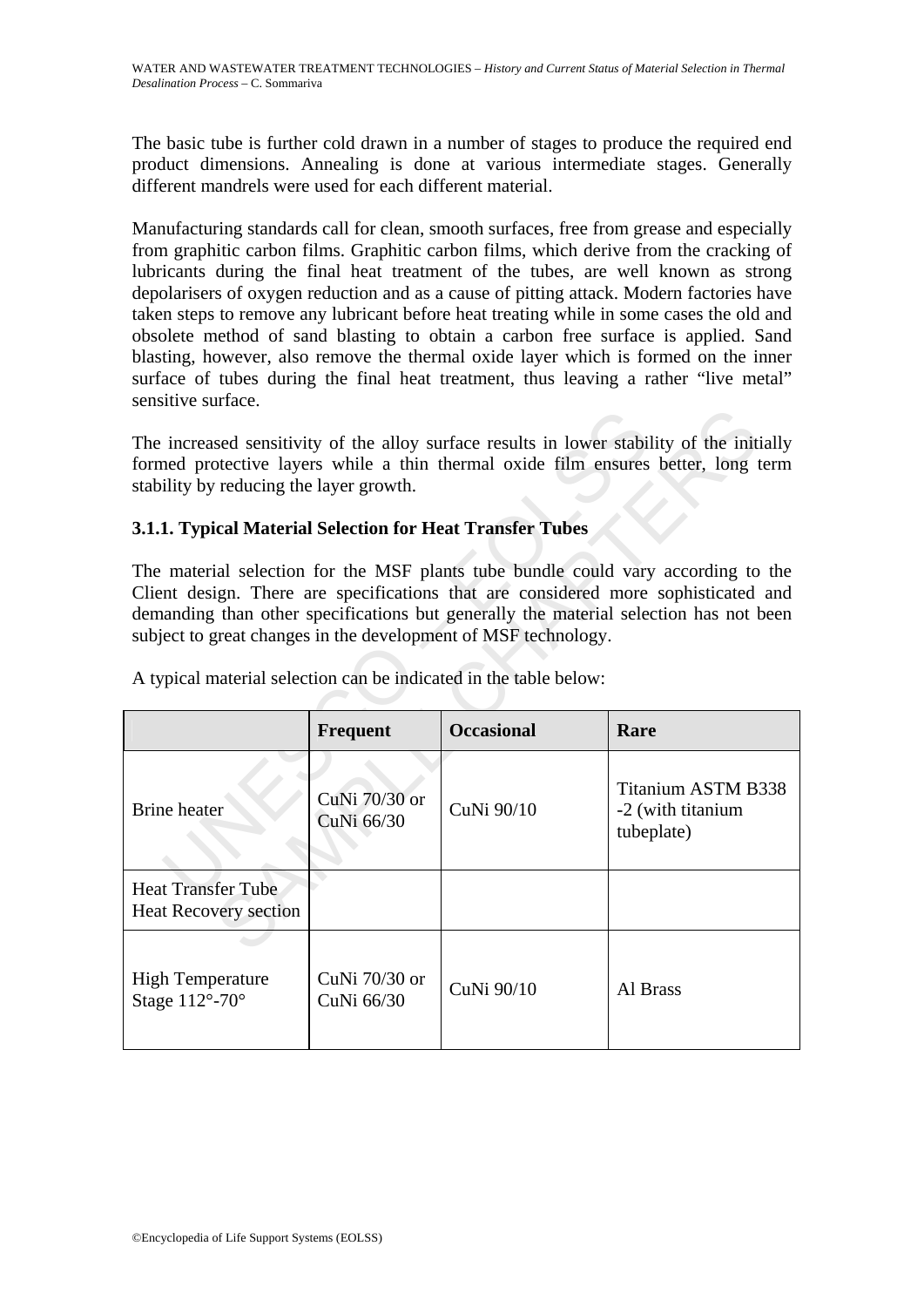The basic tube is further cold drawn in a number of stages to produce the required end product dimensions. Annealing is done at various intermediate stages. Generally different mandrels were used for each different material.

Manufacturing standards call for clean, smooth surfaces, free from grease and especially from graphitic carbon films. Graphitic carbon films, which derive from the cracking of lubricants during the final heat treatment of the tubes, are well known as strong depolarisers of oxygen reduction and as a cause of pitting attack. Modern factories have taken steps to remove any lubricant before heat treating while in some cases the old and obsolete method of sand blasting to obtain a carbon free surface is applied. Sand blasting, however, also remove the thermal oxide layer which is formed on the inner surface of tubes during the final heat treatment, thus leaving a rather "live metal" sensitive surface.

The increased sensitivity of the alloy surface results in lower stability of the initially formed protective layers while a thin thermal oxide film ensures better, long term stability by reducing the layer growth.

### 3.1.1. Typical Material Selection for Heat Transfer Tubes

The material selection for the MSF plants tube bundle could vary according to the Client design. There are specifications that are considered more sophisticated and demanding than other specifications but generally the material selection has not been subject to great changes in the development of MSF technology.

A typical material selection can be indicated in the table below:

| | **Frequent** | **Occasional** | **Rare** |
|---|---|---|---|
| Brine heater | CuNi 70/30 or CuNi 66/30 | CuNi 90/10 | Titanium ASTM B338 -2 (with titanium tubeplate) |
| Heat Transfer Tube Heat Recovery section | | | |
| High Temperature Stage 112°-70° | CuNi 70/30 or CuNi 66/30 | CuNi 90/10 | Al Brass |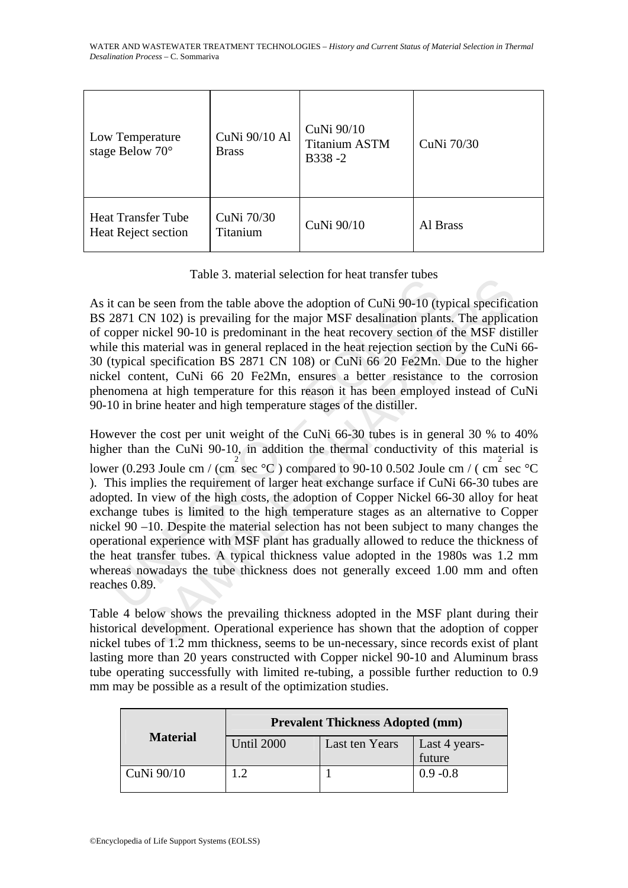| Low Temperature stage Below 70° | CuNi 90/10 Al Brass | CuNi 90/10 Titanium ASTM B338 -2 | CuNi 70/30 |
|---|---|---|---|
| Heat Transfer Tube Heat Reject section | CuNi 70/30 Titanium | CuNi 90/10 | Al Brass |

Table 3. material selection for heat transfer tubes

As it can be seen from the table above the adoption of CuNi 90-10 (typical specification BS 2871 CN 102) is prevailing for the major MSF desalination plants. The application of copper nickel 90-10 is predominant in the heat recovery section of the MSF distiller while this material was in general replaced in the heat rejection section by the CuNi 66-30 (typical specification BS 2871 CN 108) or CuNi 66 20 Fe2Mn. Due to the higher nickel content, CuNi 66 20 Fe2Mn, ensures a better resistance to the corrosion phenomena at high temperature for this reason it has been employed instead of CuNi 90-10 in brine heater and high temperature stages of the distiller.

However the cost per unit weight of the CuNi 66-30 tubes is in general 30 % to 40% higher than the CuNi 90-10, in addition the thermal conductivity of this material is lower (0.293 Joule cm / (cm$^2$ sec °C ) compared to 90-10 0.502 Joule cm / ( cm$^2$ sec °C ). This implies the requirement of larger heat exchange surface if CuNi 66-30 tubes are adopted. In view of the high costs, the adoption of Copper Nickel 66-30 alloy for heat exchange tubes is limited to the high temperature stages as an alternative to Copper nickel 90 –10. Despite the material selection has not been subject to many changes the operational experience with MSF plant has gradually allowed to reduce the thickness of the heat transfer tubes. A typical thickness value adopted in the 1980s was 1.2 mm whereas nowadays the tube thickness does not generally exceed 1.00 mm and often reaches 0.89.

Table 4 below shows the prevailing thickness adopted in the MSF plant during their historical development. Operational experience has shown that the adoption of copper nickel tubes of 1.2 mm thickness, seems to be un-necessary, since records exist of plant lasting more than 20 years constructed with Copper nickel 90-10 and Aluminum brass tube operating successfully with limited re-tubing, a possible further reduction to 0.9 mm may be possible as a result of the optimization studies.

| Material | Prevalent Thickness Adopted (mm) | | |
|---|---|---|---|
| | Until 2000 | Last ten Years | Last 4 years-future |
| CuNi 90/10 | 1.2 | 1 | 0.9 -0.8 |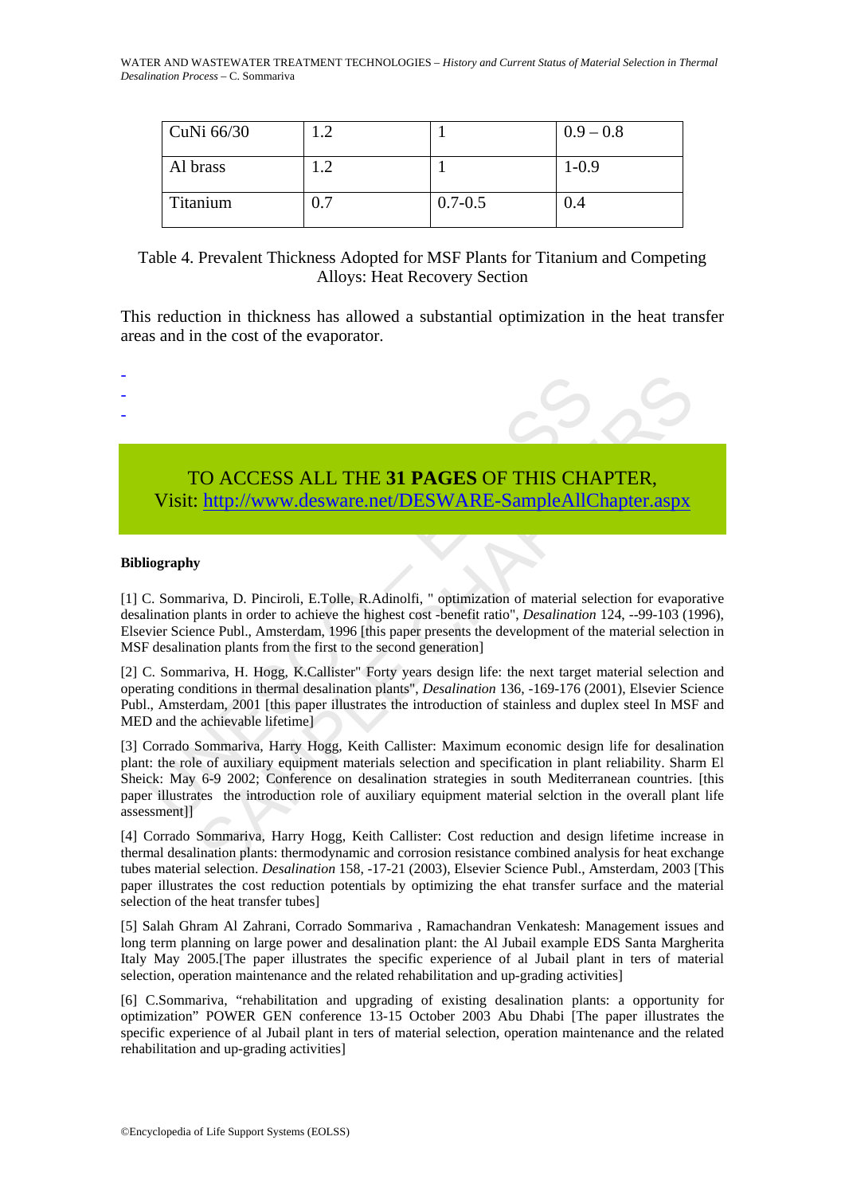| CuNi 66/30 | 1.2 | 1 | 0.9 – 0.8 |
|---|---|---|---|
| Al brass | 1.2 | 1 | 1-0.9 |
| Titanium | 0.7 | 0.7-0.5 | 0.4 |

Table 4. Prevalent Thickness Adopted for MSF Plants for Titanium and Competing Alloys: Heat Recovery Section

This reduction in thickness has allowed a substantial optimization in the heat transfer areas and in the cost of the evaporator.

-
-
-

TO ACCESS ALL THE **31 PAGES** OF THIS CHAPTER,
Visit: http://www.desware.net/DESWARE-SampleAllChapter.aspx

**Bibliography**

[1] C. Sommariva, D. Pinciroli, E.Tolle, R.Adinolfi, " optimization of material selection for evaporative desalination plants in order to achieve the highest cost -benefit ratio", *Desalination* 124, --99-103 (1996), Elsevier Science Publ., Amsterdam, 1996 [this paper presents the development of the material selection in MSF desalination plants from the first to the second generation]

[2] C. Sommariva, H. Hogg, K.Callister" Forty years design life: the next target material selection and operating conditions in thermal desalination plants", *Desalination* 136, -169-176 (2001), Elsevier Science Publ., Amsterdam, 2001 [this paper illustrates the introduction of stainless and duplex steel In MSF and MED and the achievable lifetime]

[3] Corrado Sommariva, Harry Hogg, Keith Callister: Maximum economic design life for desalination plant: the role of auxiliary equipment materials selection and specification in plant reliability. Sharm El Sheick: May 6-9 2002; Conference on desalination strategies in south Mediterranean countries. [this paper illustrates the introduction role of auxiliary equipment material selction in the overall plant life assessment]]

[4] Corrado Sommariva, Harry Hogg, Keith Callister: Cost reduction and design lifetime increase in thermal desalination plants: thermodynamic and corrosion resistance combined analysis for heat exchange tubes material selection. *Desalination* 158, -17-21 (2003), Elsevier Science Publ., Amsterdam, 2003 [This paper illustrates the cost reduction potentials by optimizing the ehat transfer surface and the material selection of the heat transfer tubes]

[5] Salah Ghram Al Zahrani, Corrado Sommariva , Ramachandran Venkatesh: Management issues and long term planning on large power and desalination plant: the Al Jubail example EDS Santa Margherita Italy May 2005.[The paper illustrates the specific experience of al Jubail plant in ters of material selection, operation maintenance and the related rehabilitation and up-grading activities]

[6] C.Sommariva, "rehabilitation and upgrading of existing desalination plants: a opportunity for optimization" POWER GEN conference 13-15 October 2003 Abu Dhabi [The paper illustrates the specific experience of al Jubail plant in ters of material selection, operation maintenance and the related rehabilitation and up-grading activities]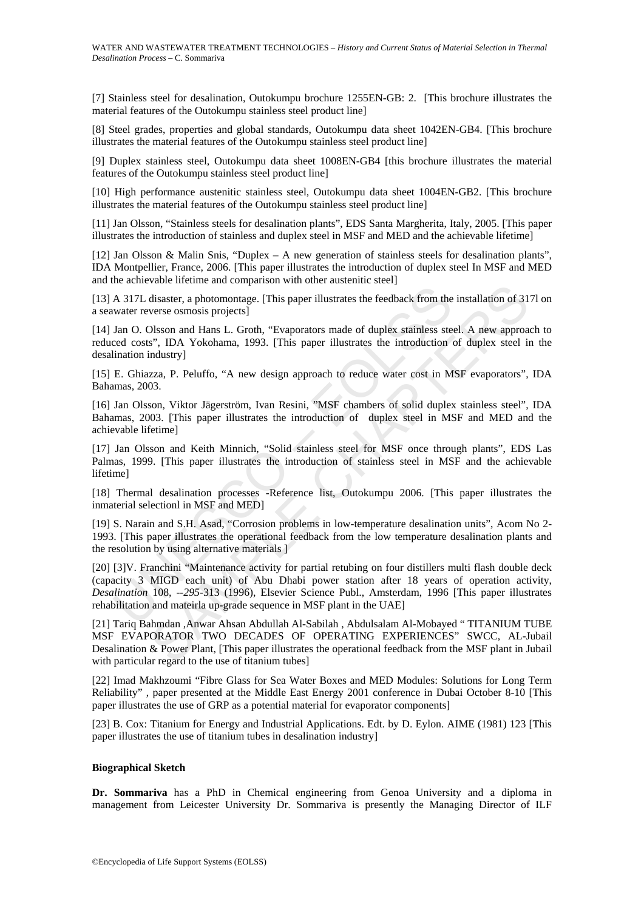[7] Stainless steel for desalination, Outokumpu brochure 1255EN-GB: 2. [This brochure illustrates the material features of the Outokumpu stainless steel product line]

[8] Steel grades, properties and global standards, Outokumpu data sheet 1042EN-GB4. [This brochure illustrates the material features of the Outokumpu stainless steel product line]

[9] Duplex stainless steel, Outokumpu data sheet 1008EN-GB4 [this brochure illustrates the material features of the Outokumpu stainless steel product line]

[10] High performance austenitic stainless steel, Outokumpu data sheet 1004EN-GB2. [This brochure illustrates the material features of the Outokumpu stainless steel product line]

[11] Jan Olsson, "Stainless steels for desalination plants", EDS Santa Margherita, Italy, 2005. [This paper illustrates the introduction of stainless and duplex steel in MSF and MED and the achievable lifetime]

[12] Jan Olsson & Malin Snis, "Duplex – A new generation of stainless steels for desalination plants", IDA Montpellier, France, 2006. [This paper illustrates the introduction of duplex steel In MSF and MED and the achievable lifetime and comparison with other austenitic steel]

[13] A 317L disaster, a photomontage. [This paper illustrates the feedback from the installation of 317l on a seawater reverse osmosis projects]

[14] Jan O. Olsson and Hans L. Groth, "Evaporators made of duplex stainless steel. A new approach to reduced costs", IDA Yokohama, 1993. [This paper illustrates the introduction of duplex steel in the desalination industry]

[15] E. Ghiazza, P. Peluffo, "A new design approach to reduce water cost in MSF evaporators", IDA Bahamas, 2003.

[16] Jan Olsson, Viktor Jägerström, Ivan Resini, "MSF chambers of solid duplex stainless steel", IDA Bahamas, 2003. [This paper illustrates the introduction of duplex steel in MSF and MED and the achievable lifetime]

[17] Jan Olsson and Keith Minnich, "Solid stainless steel for MSF once through plants", EDS Las Palmas, 1999. [This paper illustrates the introduction of stainless steel in MSF and the achievable lifetime]

[18] Thermal desalination processes -Reference list, Outokumpu 2006. [This paper illustrates the inmaterial selectionl in MSF and MED]

[19] S. Narain and S.H. Asad, "Corrosion problems in low-temperature desalination units", Acom No 2-1993. [This paper illustrates the operational feedback from the low temperature desalination plants and the resolution by using alternative materials ]

[20] [3]V. Franchini "Maintenance activity for partial retubing on four distillers multi flash double deck (capacity 3 MIGD each unit) of Abu Dhabi power station after 18 years of operation activity, *Desalination* 108, *--295*-313 (1996), Elsevier Science Publ., Amsterdam, 1996 [This paper illustrates rehabilitation and mateirla up-grade sequence in MSF plant in the UAE]

[21] Tariq Bahmdan ,Anwar Ahsan Abdullah Al-Sabilah , Abdulsalam Al-Mobayed " TITANIUM TUBE MSF EVAPORATOR TWO DECADES OF OPERATING EXPERIENCES" SWCC, AL-Jubail Desalination & Power Plant, [This paper illustrates the operational feedback from the MSF plant in Jubail with particular regard to the use of titanium tubes]

[22] Imad Makhzoumi "Fibre Glass for Sea Water Boxes and MED Modules: Solutions for Long Term Reliability" , paper presented at the Middle East Energy 2001 conference in Dubai October 8-10 [This paper illustrates the use of GRP as a potential material for evaporator components]

[23] B. Cox: Titanium for Energy and Industrial Applications. Edt. by D. Eylon. AIME (1981) 123 [This paper illustrates the use of titanium tubes in desalination industry]

#### Biographical Sketch

**Dr. Sommariva** has a PhD in Chemical engineering from Genoa University and a diploma in management from Leicester University Dr. Sommariva is presently the Managing Director of ILF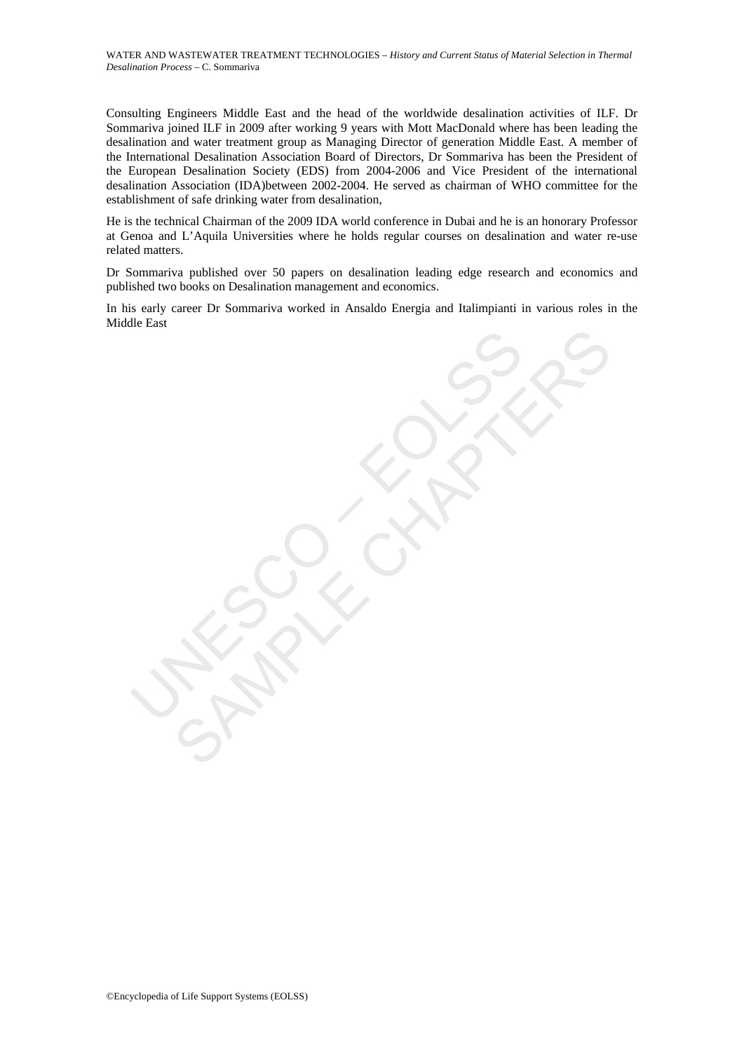Consulting Engineers Middle East and the head of the worldwide desalination activities of ILF. Dr Sommariva joined ILF in 2009 after working 9 years with Mott MacDonald where has been leading the desalination and water treatment group as Managing Director of generation Middle East. A member of the International Desalination Association Board of Directors, Dr Sommariva has been the President of the European Desalination Society (EDS) from 2004-2006 and Vice President of the international desalination Association (IDA)between 2002-2004. He served as chairman of WHO committee for the establishment of safe drinking water from desalination,

He is the technical Chairman of the 2009 IDA world conference in Dubai and he is an honorary Professor at Genoa and L'Aquila Universities where he holds regular courses on desalination and water re-use related matters.

Dr Sommariva published over 50 papers on desalination leading edge research and economics and published two books on Desalination management and economics.

In his early career Dr Sommariva worked in Ansaldo Energia and Italimpianti in various roles in the Middle East